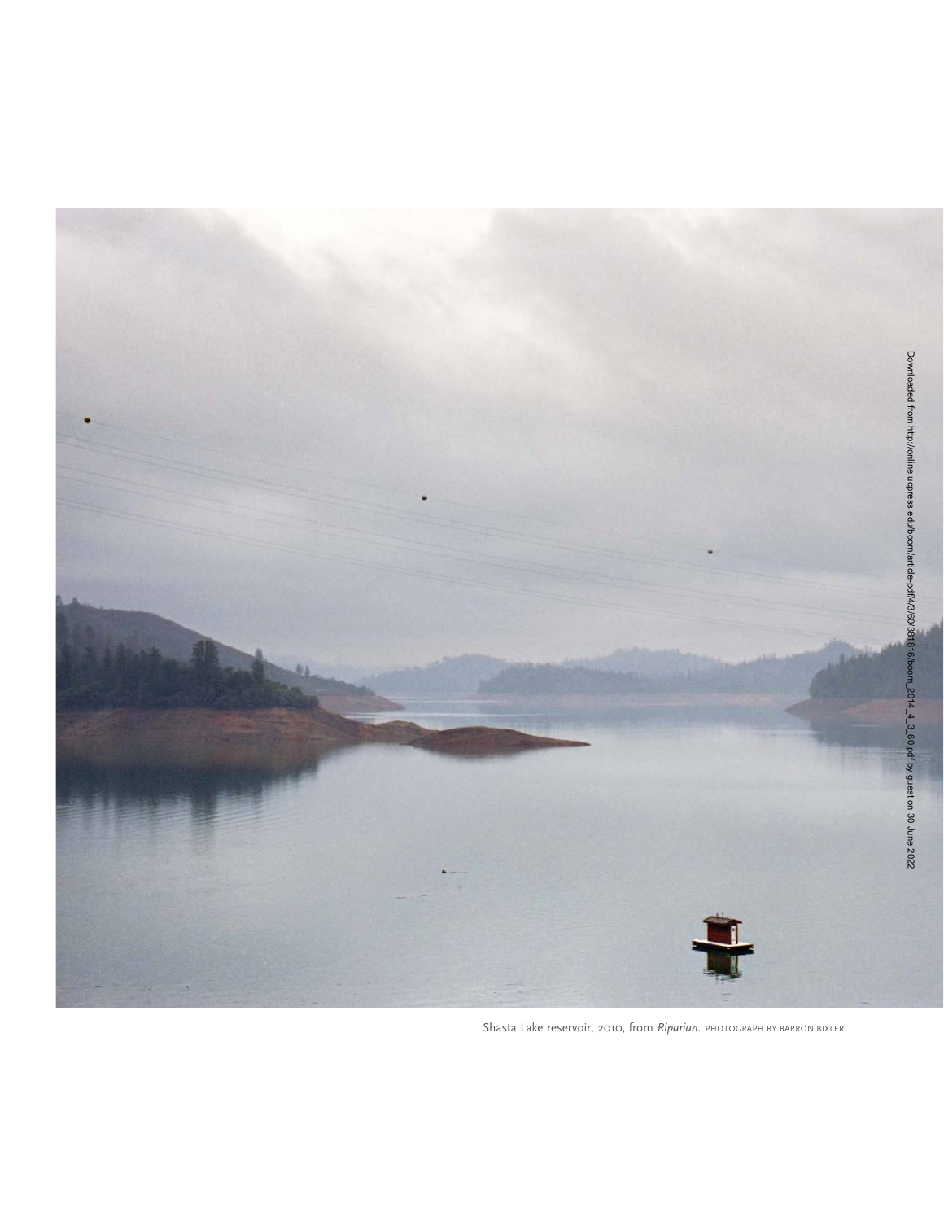Shasta Lake reservoir, 2010, from *Riparian*. PHOTOGRAPH BY BARRON BIXLER.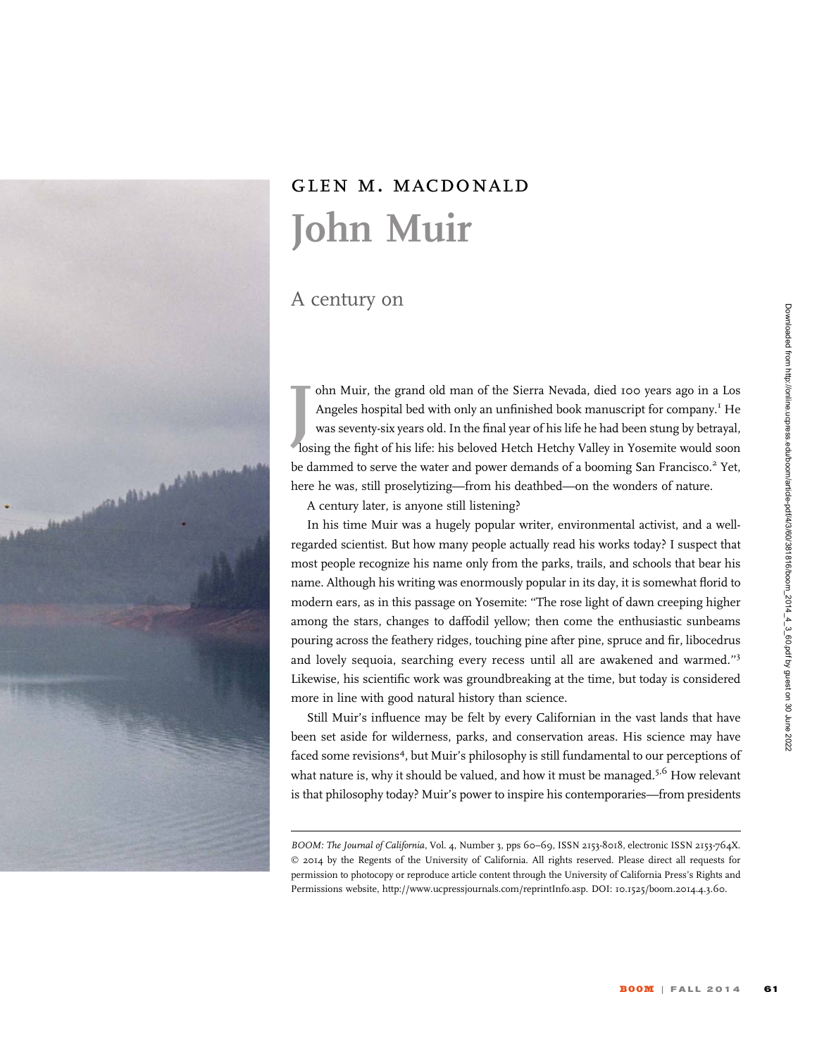## GLEN M. MACDONALD

# John Muir

## A century on

John Muir, the grand old man of the Sierra Nevada, died 100 years ago in a Los Angeles hospital bed with only an unfinished book manuscript for company.[1] He was seventy-six years old. In the final year of his life he had been stung by betrayal, losing the fight of his life: his beloved Hetch Hetchy Valley in Yosemite would soon be dammed to serve the water and power demands of a booming San Francisco.[2] Yet, here he was, still proselytizing—from his deathbed—on the wonders of nature.

A century later, is anyone still listening?

In his time Muir was a hugely popular writer, environmental activist, and a well-regarded scientist. But how many people actually read his works today? I suspect that most people recognize his name only from the parks, trails, and schools that bear his name. Although his writing was enormously popular in its day, it is somewhat florid to modern ears, as in this passage on Yosemite: "The rose light of dawn creeping higher among the stars, changes to daffodil yellow; then come the enthusiastic sunbeams pouring across the feathery ridges, touching pine after pine, spruce and fir, libocedrus and lovely sequoia, searching every recess until all are awakened and warmed."[3] Likewise, his scientific work was groundbreaking at the time, but today is considered more in line with good natural history than science.

Still Muir's influence may be felt by every Californian in the vast lands that have been set aside for wilderness, parks, and conservation areas. His science may have faced some revisions[4], but Muir's philosophy is still fundamental to our perceptions of what nature is, why it should be valued, and how it must be managed.[5,6] How relevant is that philosophy today? Muir's power to inspire his contemporaries—from presidents

*BOOM: The Journal of California*, Vol. 4, Number 3, pps 60–69, ISSN 2153-8018, electronic ISSN 2153-764X. © 2014 by the Regents of the University of California. All rights reserved. Please direct all requests for permission to photocopy or reproduce article content through the University of California Press's Rights and Permissions website, http://www.ucpressjournals.com/reprintInfo.asp. DOI: 10.1525/boom.2014.4.3.60.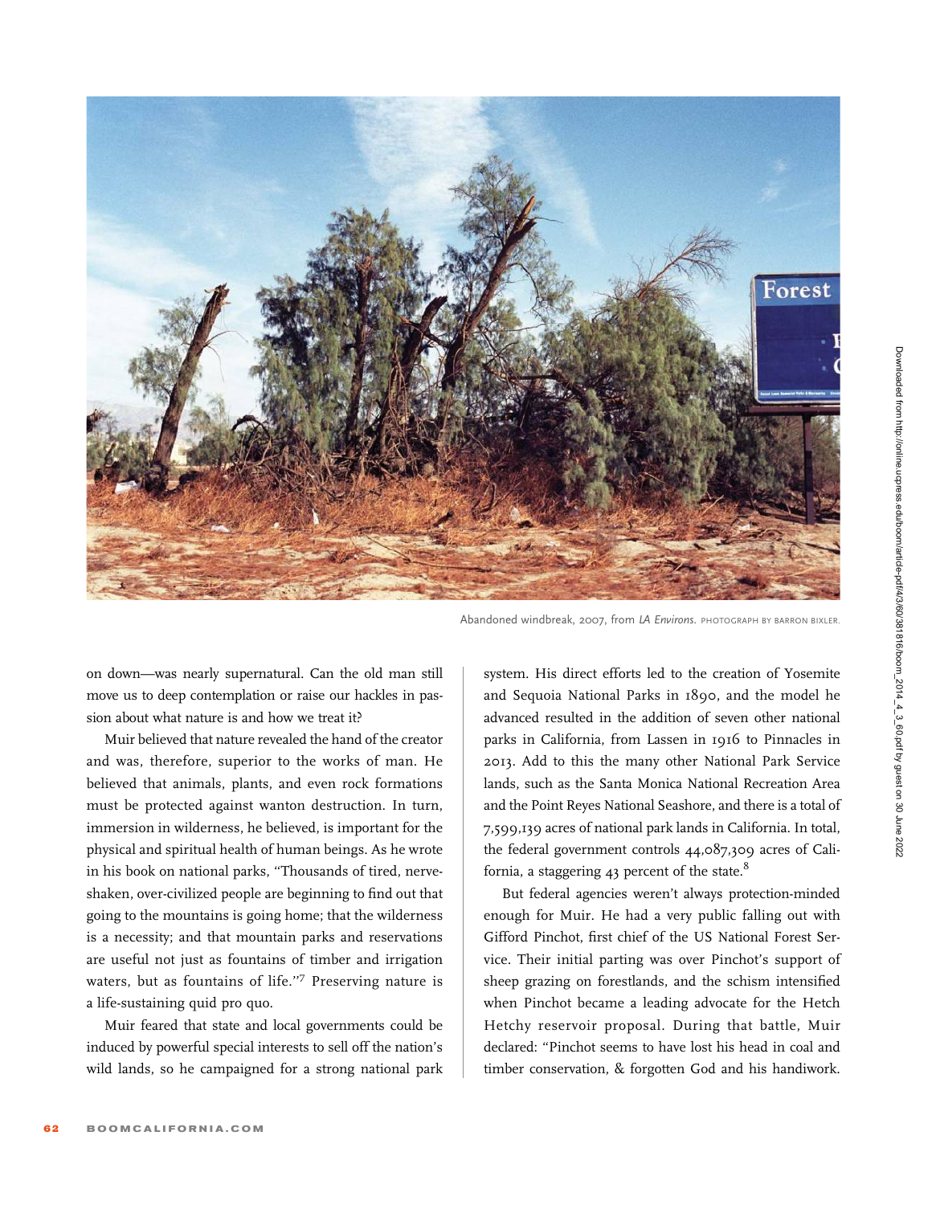Abandoned windbreak, 2007, from *LA Environs*. PHOTOGRAPH BY BARRON BIXLER.

on down—was nearly supernatural. Can the old man still move us to deep contemplation or raise our hackles in passion about what nature is and how we treat it?

Muir believed that nature revealed the hand of the creator and was, therefore, superior to the works of man. He believed that animals, plants, and even rock formations must be protected against wanton destruction. In turn, immersion in wilderness, he believed, is important for the physical and spiritual health of human beings. As he wrote in his book on national parks, "Thousands of tired, nerve-shaken, over-civilized people are beginning to find out that going to the mountains is going home; that the wilderness is a necessity; and that mountain parks and reservations are useful not just as fountains of timber and irrigation waters, but as fountains of life."[7] Preserving nature is a life-sustaining quid pro quo.

Muir feared that state and local governments could be induced by powerful special interests to sell off the nation's wild lands, so he campaigned for a strong national park system. His direct efforts led to the creation of Yosemite and Sequoia National Parks in 1890, and the model he advanced resulted in the addition of seven other national parks in California, from Lassen in 1916 to Pinnacles in 2013. Add to this the many other National Park Service lands, such as the Santa Monica National Recreation Area and the Point Reyes National Seashore, and there is a total of 7,599,139 acres of national park lands in California. In total, the federal government controls 44,087,309 acres of California, a staggering 43 percent of the state.[8]

But federal agencies weren't always protection-minded enough for Muir. He had a very public falling out with Gifford Pinchot, first chief of the US National Forest Service. Their initial parting was over Pinchot's support of sheep grazing on forestlands, and the schism intensified when Pinchot became a leading advocate for the Hetch Hetchy reservoir proposal. During that battle, Muir declared: "Pinchot seems to have lost his head in coal and timber conservation, & forgotten God and his handiwork.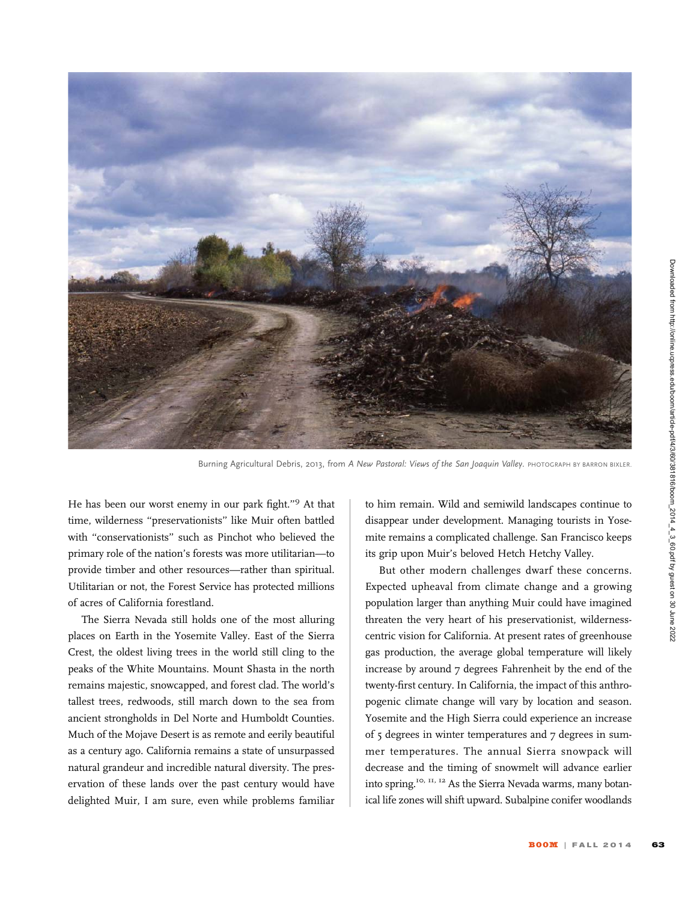Burning Agricultural Debris, 2013, from *A New Pastoral: Views of the San Joaquin Valley.* PHOTOGRAPH BY BARRON BIXLER.

He has been our worst enemy in our park fight."[9] At that time, wilderness "preservationists" like Muir often battled with "conservationists" such as Pinchot who believed the primary role of the nation's forests was more utilitarian—to provide timber and other resources—rather than spiritual. Utilitarian or not, the Forest Service has protected millions of acres of California forestland.

The Sierra Nevada still holds one of the most alluring places on Earth in the Yosemite Valley. East of the Sierra Crest, the oldest living trees in the world still cling to the peaks of the White Mountains. Mount Shasta in the north remains majestic, snowcapped, and forest clad. The world's tallest trees, redwoods, still march down to the sea from ancient strongholds in Del Norte and Humboldt Counties. Much of the Mojave Desert is as remote and eerily beautiful as a century ago. California remains a state of unsurpassed natural grandeur and incredible natural diversity. The preservation of these lands over the past century would have delighted Muir, I am sure, even while problems familiar to him remain. Wild and semiwild landscapes continue to disappear under development. Managing tourists in Yosemite remains a complicated challenge. San Francisco keeps its grip upon Muir's beloved Hetch Hetchy Valley.

But other modern challenges dwarf these concerns. Expected upheaval from climate change and a growing population larger than anything Muir could have imagined threaten the very heart of his preservationist, wilderness-centric vision for California. At present rates of greenhouse gas production, the average global temperature will likely increase by around 7 degrees Fahrenheit by the end of the twenty-first century. In California, the impact of this anthropogenic climate change will vary by location and season. Yosemite and the High Sierra could experience an increase of 5 degrees in winter temperatures and 7 degrees in summer temperatures. The annual Sierra snowpack will decrease and the timing of snowmelt will advance earlier into spring.[10, 11, 12] As the Sierra Nevada warms, many botanical life zones will shift upward. Subalpine conifer woodlands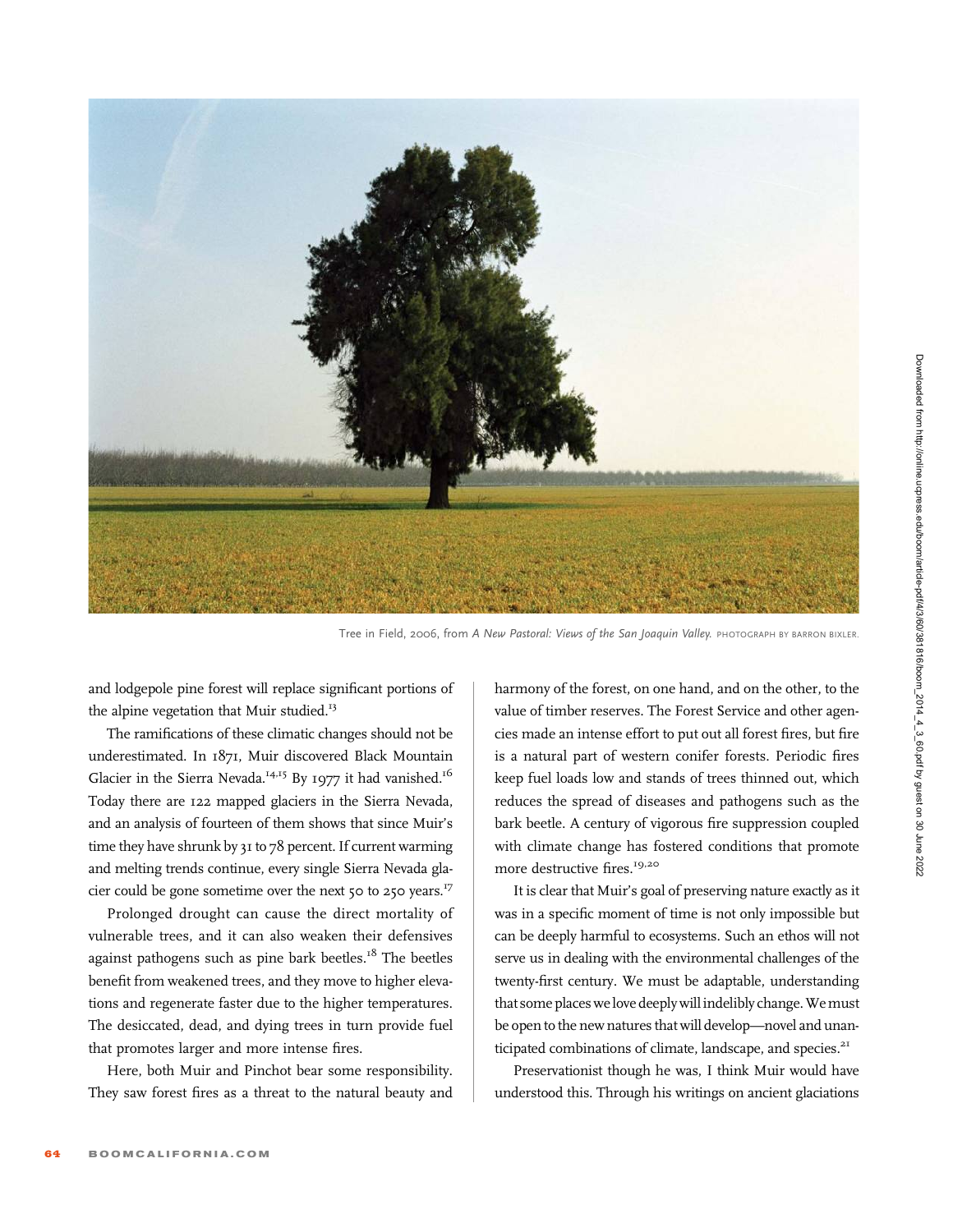Tree in Field, 2006, from *A New Pastoral: Views of the San Joaquin Valley.* PHOTOGRAPH BY BARRON BIXLER.

and lodgepole pine forest will replace significant portions of the alpine vegetation that Muir studied.[13]

The ramifications of these climatic changes should not be underestimated. In 1871, Muir discovered Black Mountain Glacier in the Sierra Nevada.[14,15] By 1977 it had vanished.[16] Today there are 122 mapped glaciers in the Sierra Nevada, and an analysis of fourteen of them shows that since Muir's time they have shrunk by 31 to 78 percent. If current warming and melting trends continue, every single Sierra Nevada glacier could be gone sometime over the next 50 to 250 years.[17]

Prolonged drought can cause the direct mortality of vulnerable trees, and it can also weaken their defensives against pathogens such as pine bark beetles.[18] The beetles benefit from weakened trees, and they move to higher elevations and regenerate faster due to the higher temperatures. The desiccated, dead, and dying trees in turn provide fuel that promotes larger and more intense fires.

Here, both Muir and Pinchot bear some responsibility. They saw forest fires as a threat to the natural beauty and harmony of the forest, on one hand, and on the other, to the value of timber reserves. The Forest Service and other agencies made an intense effort to put out all forest fires, but fire is a natural part of western conifer forests. Periodic fires keep fuel loads low and stands of trees thinned out, which reduces the spread of diseases and pathogens such as the bark beetle. A century of vigorous fire suppression coupled with climate change has fostered conditions that promote more destructive fires.[19,20]

It is clear that Muir's goal of preserving nature exactly as it was in a specific moment of time is not only impossible but can be deeply harmful to ecosystems. Such an ethos will not serve us in dealing with the environmental challenges of the twenty-first century. We must be adaptable, understanding that some places we love deeply will indelibly change. We must be open to the new natures that will develop—novel and unanticipated combinations of climate, landscape, and species.[21]

Preservationist though he was, I think Muir would have understood this. Through his writings on ancient glaciations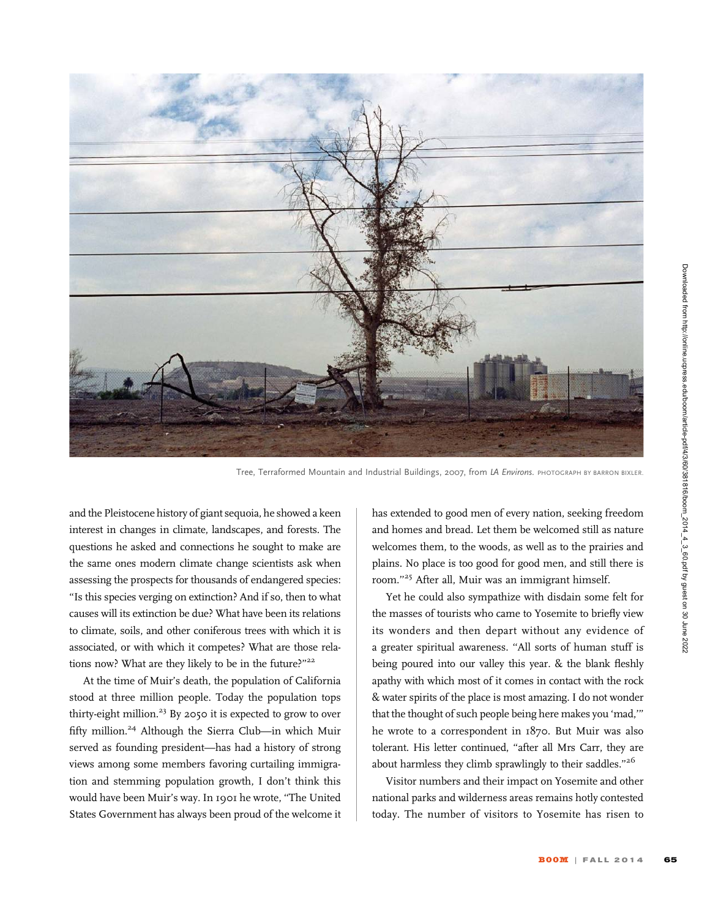Tree, Terraformed Mountain and Industrial Buildings, 2007, from *LA Environs*. PHOTOGRAPH BY BARRON BIXLER.

and the Pleistocene history of giant sequoia, he showed a keen interest in changes in climate, landscapes, and forests. The questions he asked and connections he sought to make are the same ones modern climate change scientists ask when assessing the prospects for thousands of endangered species: "Is this species verging on extinction? And if so, then to what causes will its extinction be due? What have been its relations to climate, soils, and other coniferous trees with which it is associated, or with which it competes? What are those relations now? What are they likely to be in the future?"[22]

At the time of Muir's death, the population of California stood at three million people. Today the population tops thirty-eight million.[23] By 2050 it is expected to grow to over fifty million.[24] Although the Sierra Club—in which Muir served as founding president—has had a history of strong views among some members favoring curtailing immigration and stemming population growth, I don't think this would have been Muir's way. In 1901 he wrote, "The United States Government has always been proud of the welcome it has extended to good men of every nation, seeking freedom and homes and bread. Let them be welcomed still as nature welcomes them, to the woods, as well as to the prairies and plains. No place is too good for good men, and still there is room."[25] After all, Muir was an immigrant himself.

Yet he could also sympathize with disdain some felt for the masses of tourists who came to Yosemite to briefly view its wonders and then depart without any evidence of a greater spiritual awareness. "All sorts of human stuff is being poured into our valley this year. & the blank fleshly apathy with which most of it comes in contact with the rock & water spirits of the place is most amazing. I do not wonder that the thought of such people being here makes you 'mad,'" he wrote to a correspondent in 1870. But Muir was also tolerant. His letter continued, "after all Mrs Carr, they are about harmless they climb sprawlingly to their saddles."[26]

Visitor numbers and their impact on Yosemite and other national parks and wilderness areas remains hotly contested today. The number of visitors to Yosemite has risen to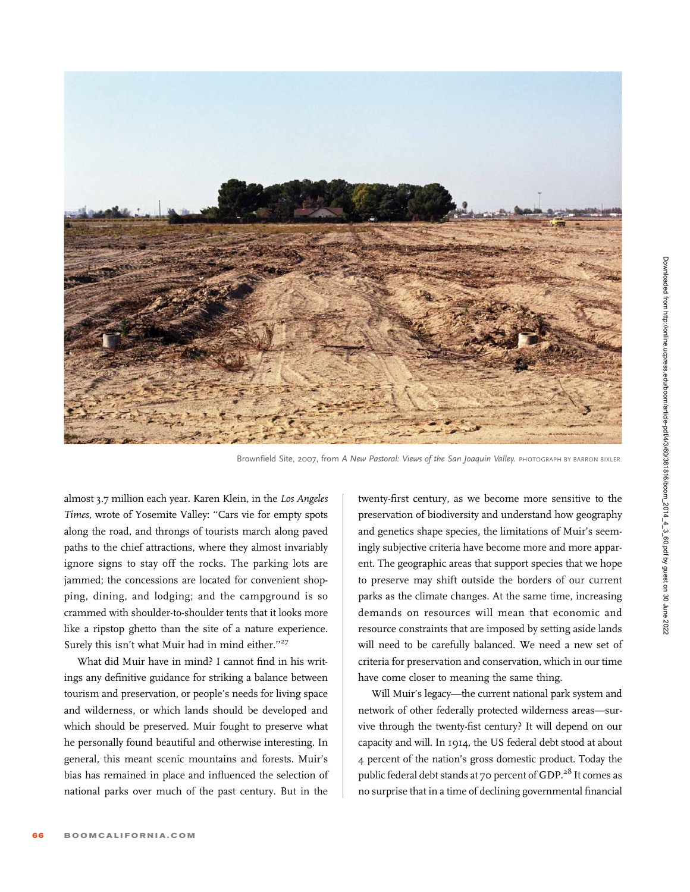Brownfield Site, 2007, from *A New Pastoral: Views of the San Joaquin Valley.* PHOTOGRAPH BY BARRON BIXLER.

almost 3.7 million each year. Karen Klein, in the *Los Angeles Times,* wrote of Yosemite Valley: "Cars vie for empty spots along the road, and throngs of tourists march along paved paths to the chief attractions, where they almost invariably ignore signs to stay off the rocks. The parking lots are jammed; the concessions are located for convenient shopping, dining, and lodging; and the campground is so crammed with shoulder-to-shoulder tents that it looks more like a ripstop ghetto than the site of a nature experience. Surely this isn't what Muir had in mind either."[27]

What did Muir have in mind? I cannot find in his writings any definitive guidance for striking a balance between tourism and preservation, or people's needs for living space and wilderness, or which lands should be developed and which should be preserved. Muir fought to preserve what he personally found beautiful and otherwise interesting. In general, this meant scenic mountains and forests. Muir's bias has remained in place and influenced the selection of national parks over much of the past century. But in the twenty-first century, as we become more sensitive to the preservation of biodiversity and understand how geography and genetics shape species, the limitations of Muir's seemingly subjective criteria have become more and more apparent. The geographic areas that support species that we hope to preserve may shift outside the borders of our current parks as the climate changes. At the same time, increasing demands on resources will mean that economic and resource constraints that are imposed by setting aside lands will need to be carefully balanced. We need a new set of criteria for preservation and conservation, which in our time have come closer to meaning the same thing.

Will Muir's legacy—the current national park system and network of other federally protected wilderness areas—survive through the twenty-fist century? It will depend on our capacity and will. In 1914, the US federal debt stood at about 4 percent of the nation's gross domestic product. Today the public federal debt stands at 70 percent of GDP.[28] It comes as no surprise that in a time of declining governmental financial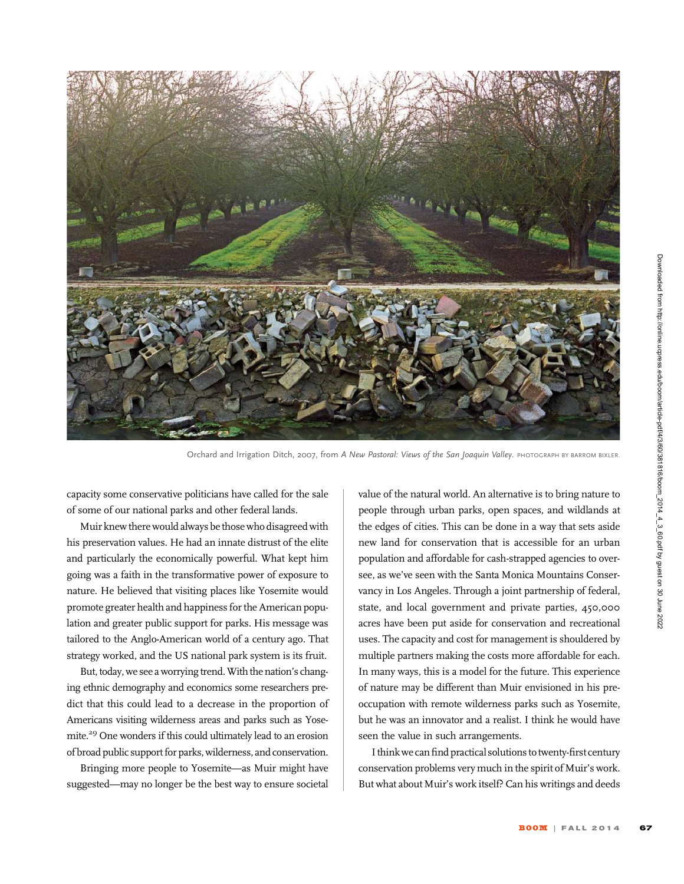Orchard and Irrigation Ditch, 2007, from *A New Pastoral: Views of the San Joaquin Valley*. PHOTOGRAPH BY BARROM BIXLER.

capacity some conservative politicians have called for the sale of some of our national parks and other federal lands.

Muir knew there would always be those who disagreed with his preservation values. He had an innate distrust of the elite and particularly the economically powerful. What kept him going was a faith in the transformative power of exposure to nature. He believed that visiting places like Yosemite would promote greater health and happiness for the American population and greater public support for parks. His message was tailored to the Anglo-American world of a century ago. That strategy worked, and the US national park system is its fruit.

But, today, we see a worrying trend. With the nation's changing ethnic demography and economics some researchers predict that this could lead to a decrease in the proportion of Americans visiting wilderness areas and parks such as Yosemite.[29] One wonders if this could ultimately lead to an erosion of broad public support for parks, wilderness, and conservation.

Bringing more people to Yosemite—as Muir might have suggested—may no longer be the best way to ensure societal value of the natural world. An alternative is to bring nature to people through urban parks, open spaces, and wildlands at the edges of cities. This can be done in a way that sets aside new land for conservation that is accessible for an urban population and affordable for cash-strapped agencies to oversee, as we've seen with the Santa Monica Mountains Conservancy in Los Angeles. Through a joint partnership of federal, state, and local government and private parties, 450,000 acres have been put aside for conservation and recreational uses. The capacity and cost for management is shouldered by multiple partners making the costs more affordable for each. In many ways, this is a model for the future. This experience of nature may be different than Muir envisioned in his preoccupation with remote wilderness parks such as Yosemite, but he was an innovator and a realist. I think he would have seen the value in such arrangements.

I think we can find practical solutions to twenty-first century conservation problems very much in the spirit of Muir's work. But what about Muir's work itself? Can his writings and deeds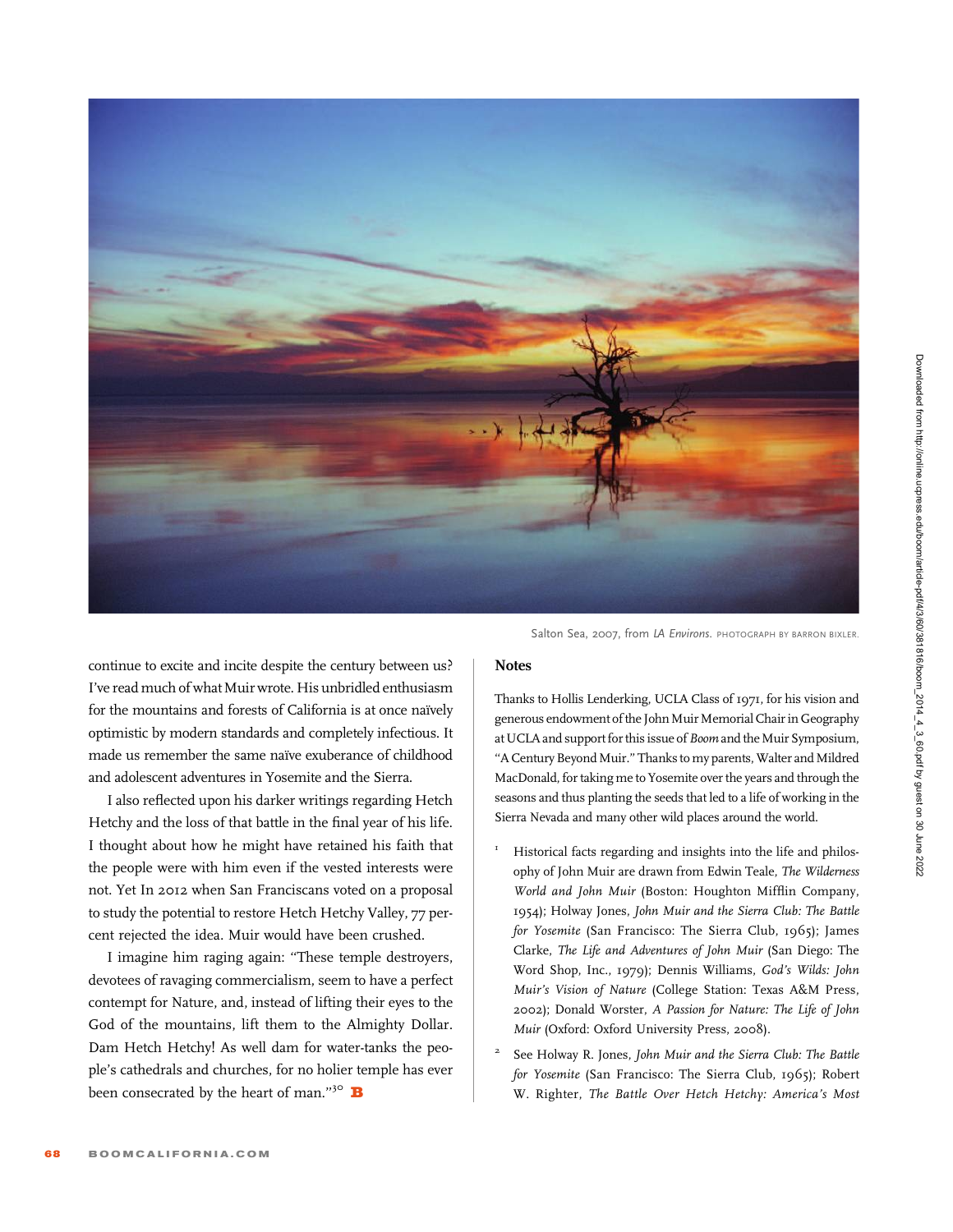Salton Sea, 2007, from *LA Environs.* PHOTOGRAPH BY BARRON BIXLER.

continue to excite and incite despite the century between us? I've read much of what Muir wrote. His unbridled enthusiasm for the mountains and forests of California is at once naïvely optimistic by modern standards and completely infectious. It made us remember the same naïve exuberance of childhood and adolescent adventures in Yosemite and the Sierra.

I also reflected upon his darker writings regarding Hetch Hetchy and the loss of that battle in the final year of his life. I thought about how he might have retained his faith that the people were with him even if the vested interests were not. Yet In 2012 when San Franciscans voted on a proposal to study the potential to restore Hetch Hetchy Valley, 77 percent rejected the idea. Muir would have been crushed.

I imagine him raging again: "These temple destroyers, devotees of ravaging commercialism, seem to have a perfect contempt for Nature, and, instead of lifting their eyes to the God of the mountains, lift them to the Almighty Dollar. Dam Hetch Hetchy! As well dam for water-tanks the people's cathedrals and churches, for no holier temple has ever been consecrated by the heart of man."[30] **B**

## Notes

Thanks to Hollis Lenderking, UCLA Class of 1971, for his vision and generous endowment of the John Muir Memorial Chair in Geography at UCLA and support for this issue of *Boom* and the Muir Symposium, "A Century Beyond Muir." Thanks to my parents, Walter and Mildred MacDonald, for taking me to Yosemite over the years and through the seasons and thus planting the seeds that led to a life of working in the Sierra Nevada and many other wild places around the world.

1. Historical facts regarding and insights into the life and philosophy of John Muir are drawn from Edwin Teale, *The Wilderness World and John Muir* (Boston: Houghton Mifflin Company, 1954); Holway Jones, *John Muir and the Sierra Club: The Battle for Yosemite* (San Francisco: The Sierra Club, 1965); James Clarke, *The Life and Adventures of John Muir* (San Diego: The Word Shop, Inc., 1979); Dennis Williams, *God's Wilds: John Muir's Vision of Nature* (College Station: Texas A&M Press, 2002); Donald Worster, *A Passion for Nature: The Life of John Muir* (Oxford: Oxford University Press, 2008).

2. See Holway R. Jones, *John Muir and the Sierra Club: The Battle for Yosemite* (San Francisco: The Sierra Club, 1965); Robert W. Righter, *The Battle Over Hetch Hetchy: America's Most*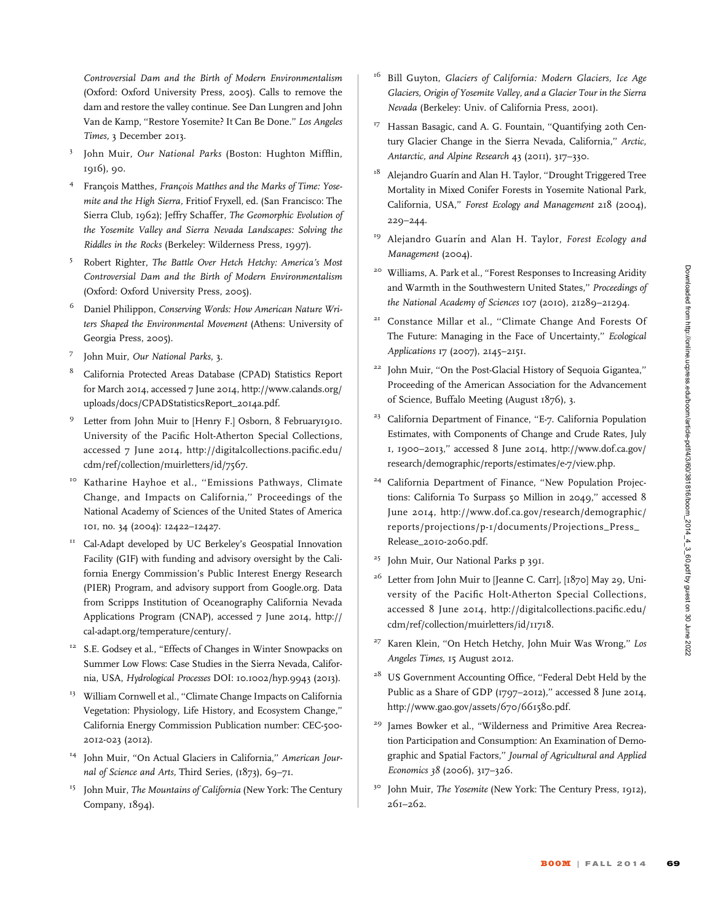Controversial Dam and the Birth of Modern Environmentalism* (Oxford: Oxford University Press, 2005). Calls to remove the dam and restore the valley continue. See Dan Lungren and John Van de Kamp, "Restore Yosemite? It Can Be Done." *Los Angeles Times,* 3 December 2013.

3. John Muir, *Our National Parks* (Boston: Hughton Mifflin, 1916), 90.

4. François Matthes, *François Matthes and the Marks of Time: Yosemite and the High Sierra,* Fritiof Fryxell, ed. (San Francisco: The Sierra Club, 1962); Jeffry Schaffer, *The Geomorphic Evolution of the Yosemite Valley and Sierra Nevada Landscapes: Solving the Riddles in the Rocks* (Berkeley: Wilderness Press, 1997).

5. Robert Righter, *The Battle Over Hetch Hetchy: America's Most Controversial Dam and the Birth of Modern Environmentalism* (Oxford: Oxford University Press, 2005).

6. Daniel Philippon, *Conserving Words: How American Nature Writers Shaped the Environmental Movement* (Athens: University of Georgia Press, 2005).

7. John Muir, *Our National Parks*, 3.

8. California Protected Areas Database (CPAD) Statistics Report for March 2014, accessed 7 June 2014, http://www.calands.org/uploads/docs/CPADStatisticsReport_2014a.pdf.

9. Letter from John Muir to [Henry F.] Osborn, 8 February1910. University of the Pacific Holt-Atherton Special Collections, accessed 7 June 2014, http://digitalcollections.pacific.edu/cdm/ref/collection/muirletters/id/7567.

10. Katharine Hayhoe et al., "Emissions Pathways, Climate Change, and Impacts on California," Proceedings of the National Academy of Sciences of the United States of America 101, no. 34 (2004): 12422–12427.

11. Cal-Adapt developed by UC Berkeley's Geospatial Innovation Facility (GIF) with funding and advisory oversight by the California Energy Commission's Public Interest Energy Research (PIER) Program, and advisory support from Google.org. Data from Scripps Institution of Oceanography California Nevada Applications Program (CNAP), accessed 7 June 2014, http://cal-adapt.org/temperature/century/.

12. S.E. Godsey et al., "Effects of Changes in Winter Snowpacks on Summer Low Flows: Case Studies in the Sierra Nevada, California, USA, *Hydrological Processes* DOI: 10.1002/hyp.9943 (2013).

13. William Cornwell et al., "Climate Change Impacts on California Vegetation: Physiology, Life History, and Ecosystem Change," California Energy Commission Publication number: CEC-500-2012-023 (2012).

14. John Muir, "On Actual Glaciers in California," *American Journal of Science and Arts,* Third Series, (1873), 69–71.

15. John Muir, *The Mountains of California* (New York: The Century Company, 1894).

16. Bill Guyton, *Glaciers of California: Modern Glaciers, Ice Age Glaciers, Origin of Yosemite Valley, and a Glacier Tour in the Sierra Nevada* (Berkeley: Univ. of California Press, 2001).

17. Hassan Basagic, cand A. G. Fountain, "Quantifying 20th Century Glacier Change in the Sierra Nevada, California," *Arctic, Antarctic, and Alpine Research* 43 (2011), 317–330.

18. Alejandro Guarín and Alan H. Taylor, "Drought Triggered Tree Mortality in Mixed Conifer Forests in Yosemite National Park, California, USA," *Forest Ecology and Management* 218 (2004), 229–244.

19. Alejandro Guarín and Alan H. Taylor, *Forest Ecology and Management* (2004).

20. Williams, A. Park et al., "Forest Responses to Increasing Aridity and Warmth in the Southwestern United States," *Proceedings of the National Academy of Sciences* 107 (2010), 21289–21294.

21. Constance Millar et al., "Climate Change And Forests Of The Future: Managing in the Face of Uncertainty," *Ecological Applications* 17 (2007), 2145–2151.

22. John Muir, "On the Post-Glacial History of Sequoia Gigantea," Proceeding of the American Association for the Advancement of Science, Buffalo Meeting (August 1876), 3.

23. California Department of Finance, "E-7. California Population Estimates, with Components of Change and Crude Rates, July 1, 1900–2013," accessed 8 June 2014, http://www.dof.ca.gov/research/demographic/reports/estimates/e-7/view.php.

24. California Department of Finance, "New Population Projections: California To Surpass 50 Million in 2049," accessed 8 June 2014, http://www.dof.ca.gov/research/demographic/reports/projections/p-1/documents/Projections_Press_Release_2010-2060.pdf.

25. John Muir, Our National Parks p 391.

26. Letter from John Muir to [Jeanne C. Carr], [1870] May 29, University of the Pacific Holt-Atherton Special Collections, accessed 8 June 2014, http://digitalcollections.pacific.edu/cdm/ref/collection/muirletters/id/11718.

27. Karen Klein, "On Hetch Hetchy, John Muir Was Wrong," *Los Angeles Times,* 15 August 2012.

28. US Government Accounting Office, "Federal Debt Held by the Public as a Share of GDP (1797–2012)," accessed 8 June 2014, http://www.gao.gov/assets/670/661580.pdf.

29. James Bowker et al., "Wilderness and Primitive Area Recreation Participation and Consumption: An Examination of Demographic and Spatial Factors," *Journal of Agricultural and Applied Economics 38* (2006), 317–326.

30. John Muir, *The Yosemite* (New York: The Century Press, 1912), 261–262.